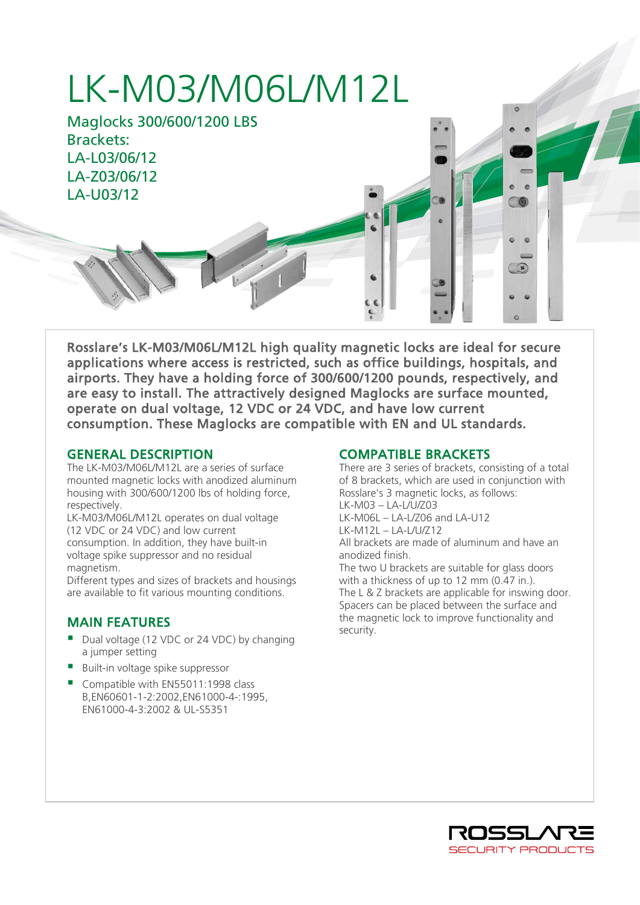# LK-M03/M06L/M12L

## Maglocks 300/600/1200 LBS

Brackets:
LA-L03/06/12
LA-Z03/06/12
LA-U03/12

**Rosslare's LK-M03/M06L/M12L high quality magnetic locks are ideal for secure applications where access is restricted, such as office buildings, hospitals, and airports. They have a holding force of 300/600/1200 pounds, respectively, and are easy to install. The attractively designed Maglocks are surface mounted, operate on dual voltage, 12 VDC or 24 VDC, and have low current consumption. These Maglocks are compatible with EN and UL standards.**

## GENERAL DESCRIPTION

The LK-M03/M06L/M12L are a series of surface mounted magnetic locks with anodized aluminum housing with 300/600/1200 lbs of holding force, respectively.

LK-M03/M06L/M12L operates on dual voltage (12 VDC or 24 VDC) and low current consumption. In addition, they have built-in voltage spike suppressor and no residual magnetism.

Different types and sizes of brackets and housings are available to fit various mounting conditions.

## MAIN FEATURES

- Dual voltage (12 VDC or 24 VDC) by changing a jumper setting
- Built-in voltage spike suppressor
- Compatible with EN55011:1998 class B,EN60601-1-2:2002,EN61000-4-:1995, EN61000-4-3:2002 & UL-S5351

## COMPATIBLE BRACKETS

There are 3 series of brackets, consisting of a total of 8 brackets, which are used in conjunction with Rosslare's 3 magnetic locks, as follows:

LK-M03 – LA-L/U/Z03
LK-M06L – LA-L/Z06 and LA-U12
LK-M12L – LA-L/U/Z12

All brackets are made of aluminum and have an anodized finish.

The two U brackets are suitable for glass doors with a thickness of up to 12 mm (0.47 in.).

The L & Z brackets are applicable for inswing door. Spacers can be placed between the surface and the magnetic lock to improve functionality and security.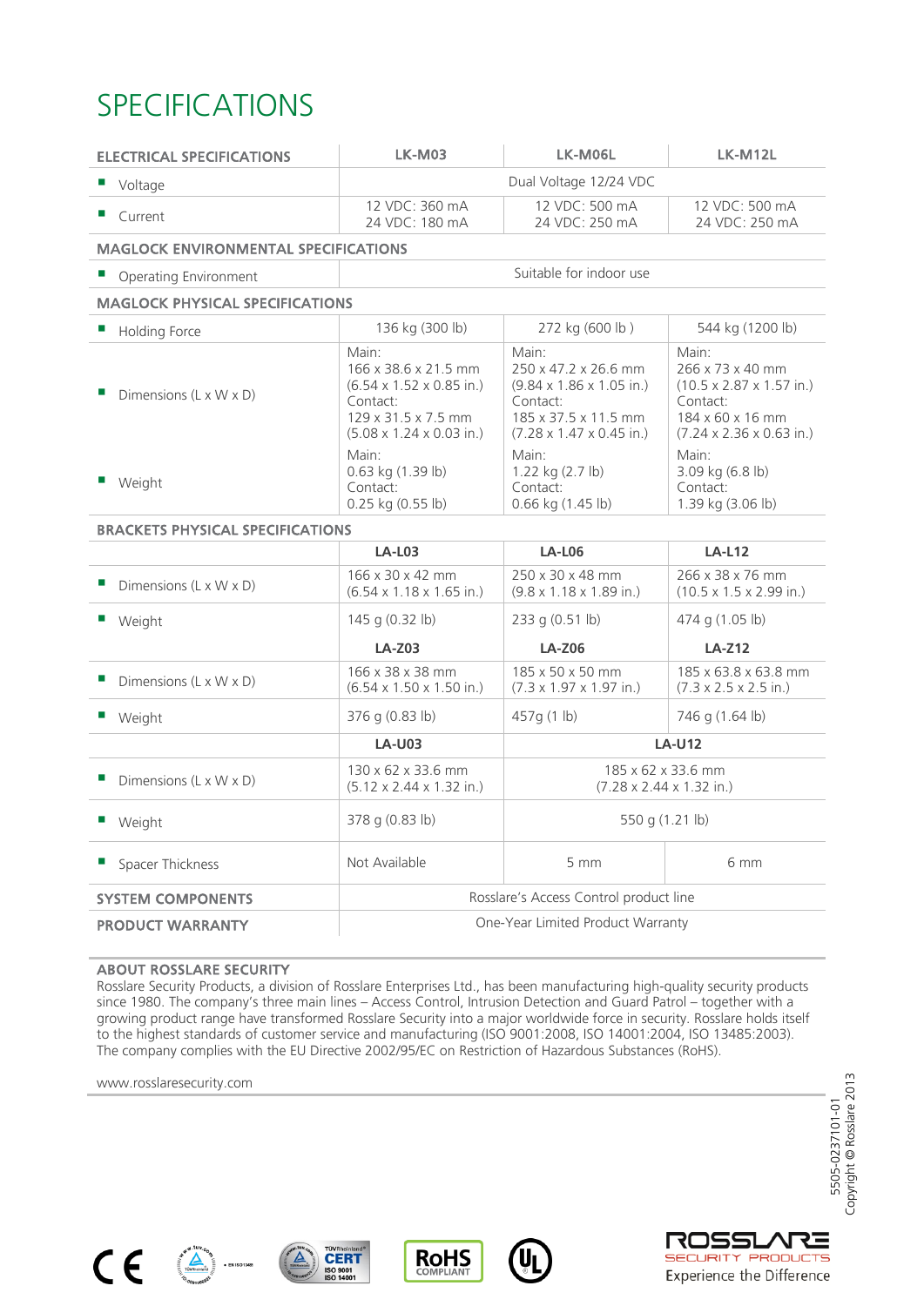# SPECIFICATIONS

| ELECTRICAL SPECIFICATIONS | LK-M03 | LK-M06L | LK-M12L |
|---|---|---|---|
| Voltage | Dual Voltage 12/24 VDC | | |
| Current | 12 VDC: 360 mA<br>24 VDC: 180 mA | 12 VDC: 500 mA<br>24 VDC: 250 mA | 12 VDC: 500 mA<br>24 VDC: 250 mA |
| **MAGLOCK ENVIRONMENTAL SPECIFICATIONS** | | | |
| Operating Environment | Suitable for indoor use | | |
| **MAGLOCK PHYSICAL SPECIFICATIONS** | | | |
| Holding Force | 136 kg (300 lb) | 272 kg (600 lb ) | 544 kg (1200 lb) |
| Dimensions (L x W x D) | Main:<br>166 x 38.6 x 21.5 mm<br>(6.54 x 1.52 x 0.85 in.)<br>Contact:<br>129 x 31.5 x 7.5 mm<br>(5.08 x 1.24 x 0.03 in.) | Main:<br>250 x 47.2 x 26.6 mm<br>(9.84 x 1.86 x 1.05 in.)<br>Contact:<br>185 x 37.5 x 11.5 mm<br>(7.28 x 1.47 x 0.45 in.) | Main:<br>266 x 73 x 40 mm<br>(10.5 x 2.87 x 1.57 in.)<br>Contact:<br>184 x 60 x 16 mm<br>(7.24 x 2.36 x 0.63 in.) |
| Weight | Main:<br>0.63 kg (1.39 lb)<br>Contact:<br>0.25 kg (0.55 lb) | Main:<br>1.22 kg (2.7 lb)<br>Contact:<br>0.66 kg (1.45 lb) | Main:<br>3.09 kg (6.8 lb)<br>Contact:<br>1.39 kg (3.06 lb) |
| **BRACKETS PHYSICAL SPECIFICATIONS** | | | |
| | **LA-L03** | **LA-L06** | **LA-L12** |
| Dimensions (L x W x D) | 166 x 30 x 42 mm<br>(6.54 x 1.18 x 1.65 in.) | 250 x 30 x 48 mm<br>(9.8 x 1.18 x 1.89 in.) | 266 x 38 x 76 mm<br>(10.5 x 1.5 x 2.99 in.) |
| Weight | 145 g (0.32 lb) | 233 g (0.51 lb) | 474 g (1.05 lb) |
| | **LA-Z03** | **LA-Z06** | **LA-Z12** |
| Dimensions (L x W x D) | 166 x 38 x 38 mm<br>(6.54 x 1.50 x 1.50 in.) | 185 x 50 x 50 mm<br>(7.3 x 1.97 x 1.97 in.) | 185 x 63.8 x 63.8 mm<br>(7.3 x 2.5 x 2.5 in.) |
| Weight | 376 g (0.83 lb) | 457g (1 lb) | 746 g (1.64 lb) |
| | **LA-U03** | **LA-U12** | |
| Dimensions (L x W x D) | 130 x 62 x 33.6 mm<br>(5.12 x 2.44 x 1.32 in.) | 185 x 62 x 33.6 mm<br>(7.28 x 2.44 x 1.32 in.) | |
| Weight | 378 g (0.83 lb) | 550 g (1.21 lb) | |
| Spacer Thickness | Not Available | 5 mm | 6 mm |
| **SYSTEM COMPONENTS** | Rosslare's Access Control product line | | |
| **PRODUCT WARRANTY** | One-Year Limited Product Warranty | | |

## ABOUT ROSSLARE SECURITY

Rosslare Security Products, a division of Rosslare Enterprises Ltd., has been manufacturing high-quality security products since 1980. The company's three main lines – Access Control, Intrusion Detection and Guard Patrol – together with a growing product range have transformed Rosslare Security into a major worldwide force in security. Rosslare holds itself to the highest standards of customer service and manufacturing (ISO 9001:2008, ISO 14001:2004, ISO 13485:2003). The company complies with the EU Directive 2002/95/EC on Restriction of Hazardous Substances (RoHS).

www.rosslaresecurity.com

5505-0237101-01
Copyright © Rosslare 2013

ROSSLARE SECURITY PRODUCTS
Experience the Difference